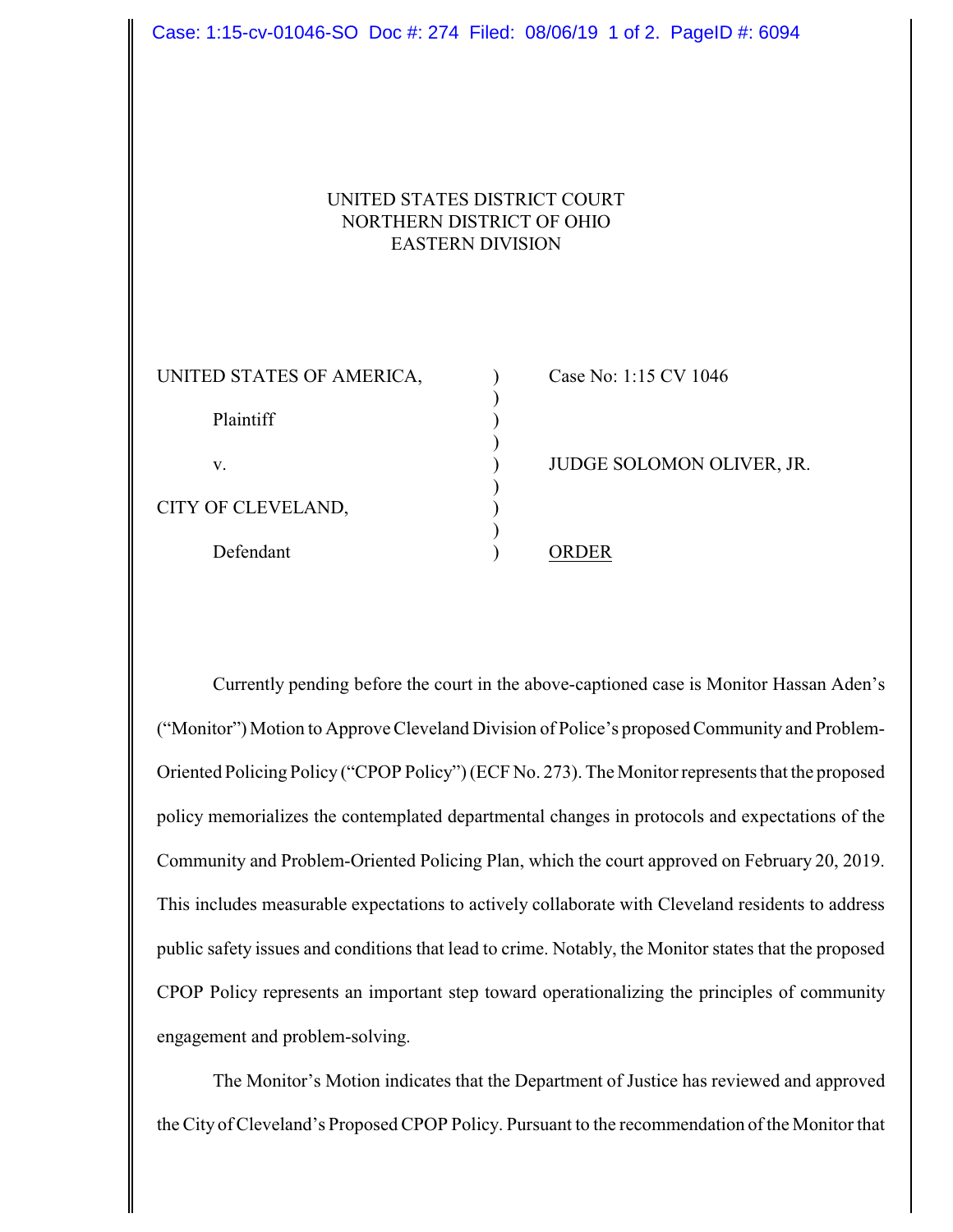UNITED STATES DISTRICT COURT
NORTHERN DISTRICT OF OHIO
EASTERN DIVISION

| | | |
|---|---|---|
| UNITED STATES OF AMERICA, | ) | Case No: 1:15 CV 1046 |
| Plaintiff | ) | |
| v. | ) | JUDGE SOLOMON OLIVER, JR. |
| CITY OF CLEVELAND, | ) | |
| Defendant | ) | ORDER |

Currently pending before the court in the above-captioned case is Monitor Hassan Aden's ("Monitor") Motion to Approve Cleveland Division of Police's proposed Community and Problem-Oriented Policing Policy ("CPOP Policy") (ECF No. 273). The Monitor represents that the proposed policy memorializes the contemplated departmental changes in protocols and expectations of the Community and Problem-Oriented Policing Plan, which the court approved on February 20, 2019. This includes measurable expectations to actively collaborate with Cleveland residents to address public safety issues and conditions that lead to crime. Notably, the Monitor states that the proposed CPOP Policy represents an important step toward operationalizing the principles of community engagement and problem-solving.

The Monitor's Motion indicates that the Department of Justice has reviewed and approved the City of Cleveland's Proposed CPOP Policy. Pursuant to the recommendation of the Monitor that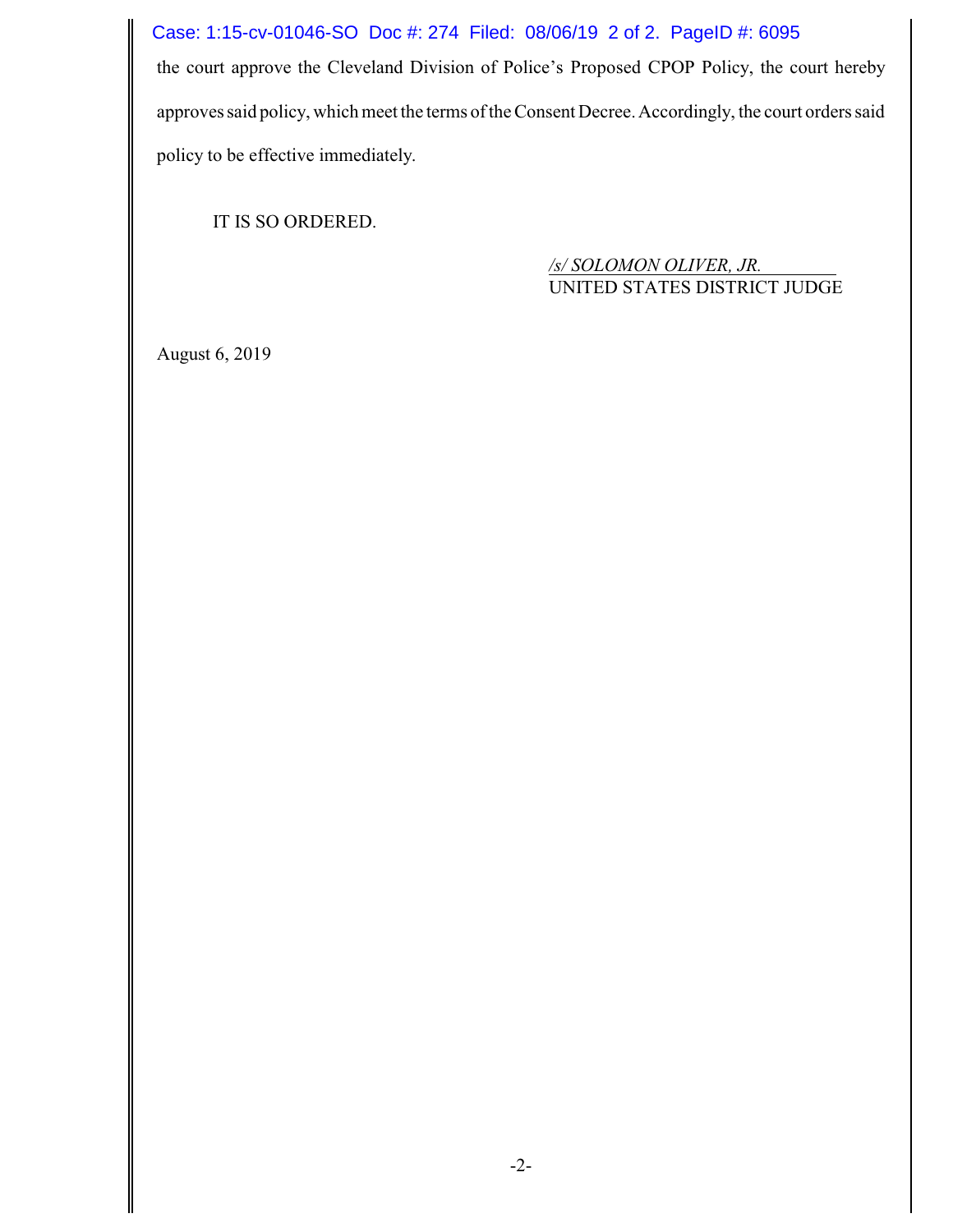the court approve the Cleveland Division of Police's Proposed CPOP Policy, the court hereby approves said policy, which meet the terms of the Consent Decree. Accordingly, the court orders said policy to be effective immediately.

IT IS SO ORDERED.

*/s/ SOLOMON OLIVER, JR.*
UNITED STATES DISTRICT JUDGE

August 6, 2019